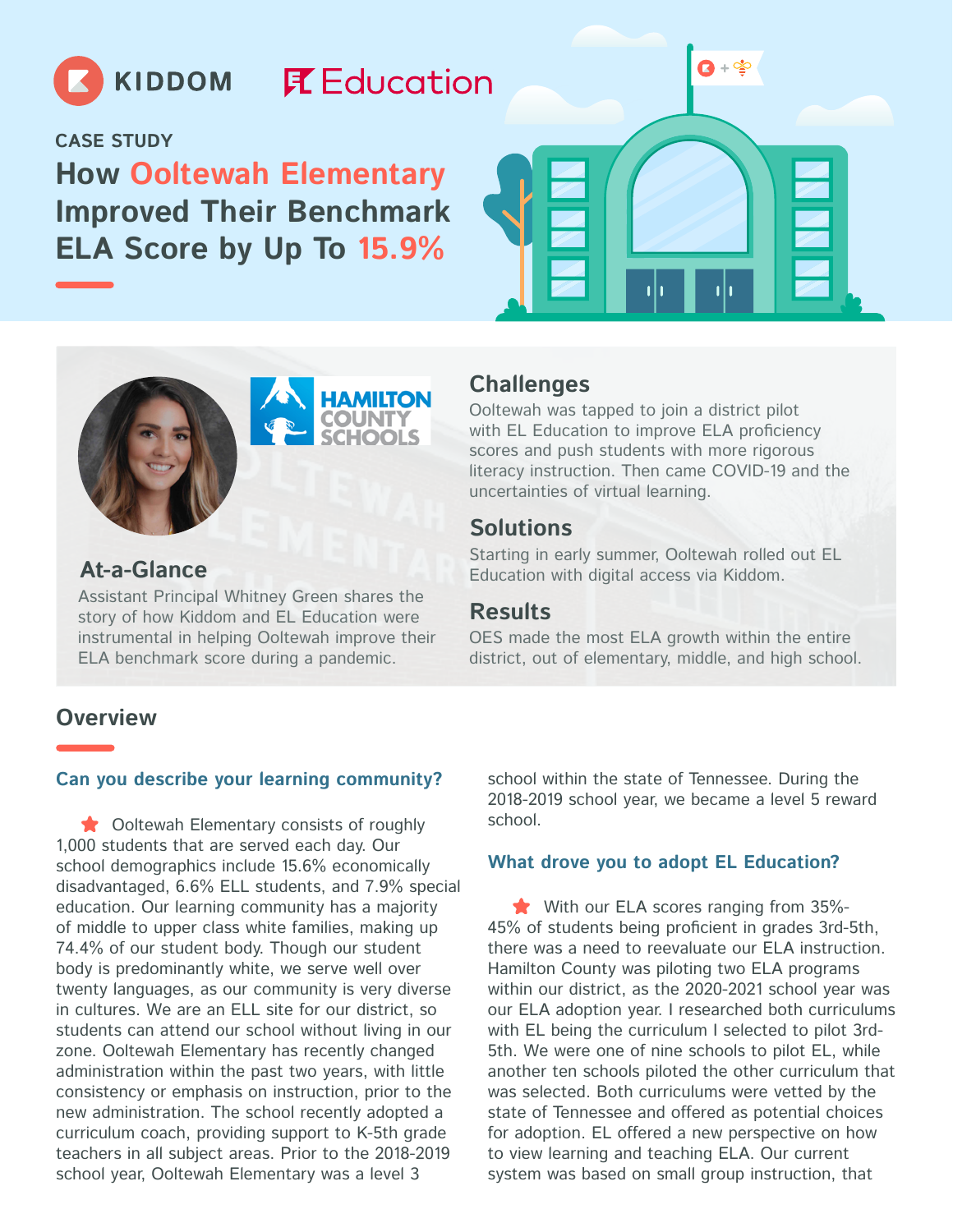KIDDOM EL Education

CASE STUDY

# How Ooltewah Elementary Improved Their Benchmark ELA Score by Up To 15.9%

HAMILTON COUNTY SCHOOLS

## At-a-Glance

Assistant Principal Whitney Green shares the story of how Kiddom and EL Education were instrumental in helping Ooltewah improve their ELA benchmark score during a pandemic.

## Challenges

Ooltewah was tapped to join a district pilot with EL Education to improve ELA proficiency scores and push students with more rigorous literacy instruction. Then came COVID-19 and the uncertainties of virtual learning.

## Solutions

Starting in early summer, Ooltewah rolled out EL Education with digital access via Kiddom.

## Results

OES made the most ELA growth within the entire district, out of elementary, middle, and high school.

## Overview

### Can you describe your learning community?

★ Ooltewah Elementary consists of roughly 1,000 students that are served each day. Our school demographics include 15.6% economically disadvantaged, 6.6% ELL students, and 7.9% special education. Our learning community has a majority of middle to upper class white families, making up 74.4% of our student body. Though our student body is predominantly white, we serve well over twenty languages, as our community is very diverse in cultures. We are an ELL site for our district, so students can attend our school without living in our zone. Ooltewah Elementary has recently changed administration within the past two years, with little consistency or emphasis on instruction, prior to the new administration. The school recently adopted a curriculum coach, providing support to K-5th grade teachers in all subject areas. Prior to the 2018-2019 school year, Ooltewah Elementary was a level 3 school within the state of Tennessee. During the 2018-2019 school year, we became a level 5 reward school.

### What drove you to adopt EL Education?

★ With our ELA scores ranging from 35%-45% of students being proficient in grades 3rd-5th, there was a need to reevaluate our ELA instruction. Hamilton County was piloting two ELA programs within our district, as the 2020-2021 school year was our ELA adoption year. I researched both curriculums with EL being the curriculum I selected to pilot 3rd-5th. We were one of nine schools to pilot EL, while another ten schools piloted the other curriculum that was selected. Both curriculums were vetted by the state of Tennessee and offered as potential choices for adoption. EL offered a new perspective on how to view learning and teaching ELA. Our current system was based on small group instruction, that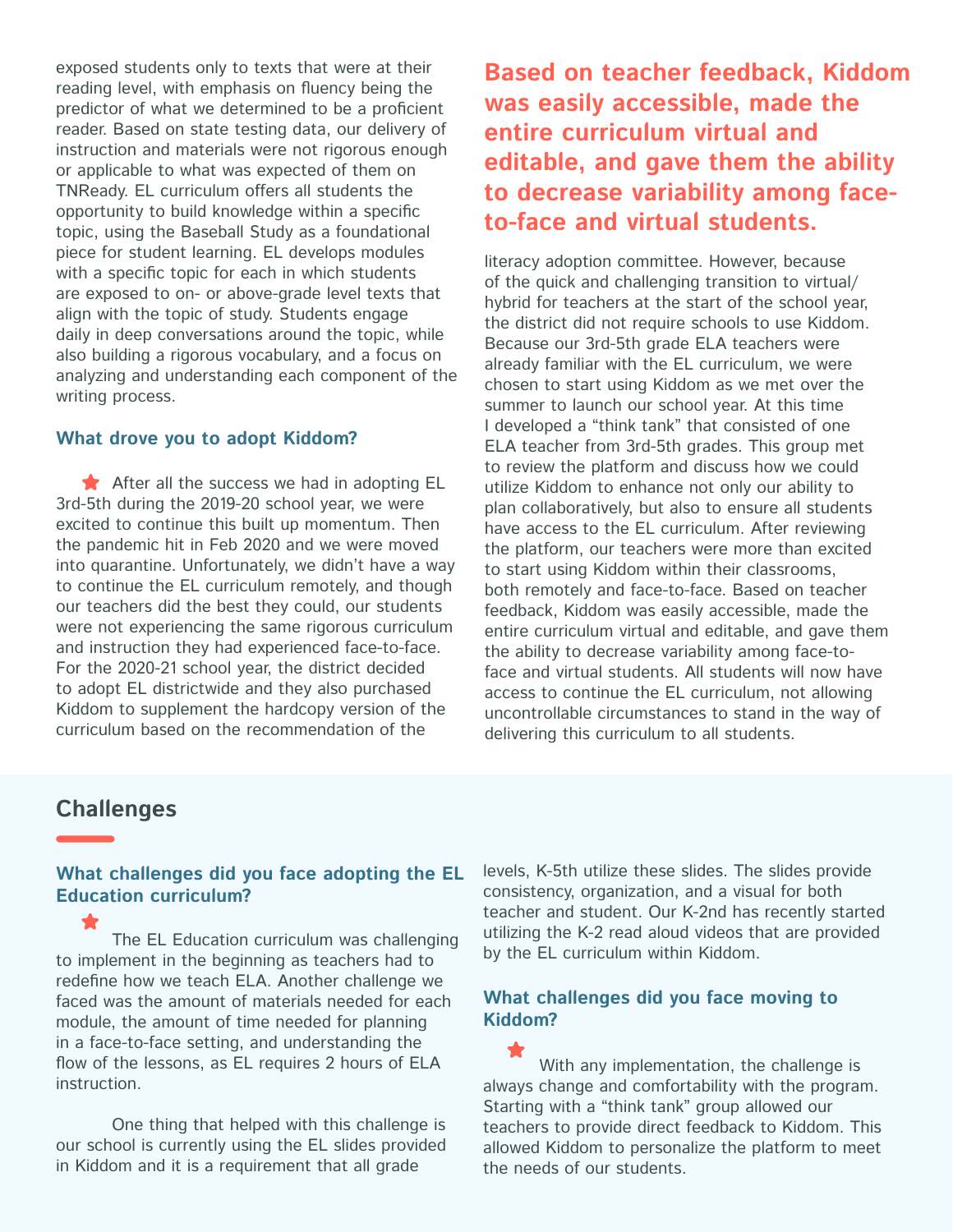exposed students only to texts that were at their reading level, with emphasis on fluency being the predictor of what we determined to be a proficient reader. Based on state testing data, our delivery of instruction and materials were not rigorous enough or applicable to what was expected of them on TNReady. EL curriculum offers all students the opportunity to build knowledge within a specific topic, using the Baseball Study as a foundational piece for student learning. EL develops modules with a specific topic for each in which students are exposed to on- or above-grade level texts that align with the topic of study. Students engage daily in deep conversations around the topic, while also building a rigorous vocabulary, and a focus on analyzing and understanding each component of the writing process.

### What drove you to adopt Kiddom?

After all the success we had in adopting EL 3rd-5th during the 2019-20 school year, we were excited to continue this built up momentum. Then the pandemic hit in Feb 2020 and we were moved into quarantine. Unfortunately, we didn't have a way to continue the EL curriculum remotely, and though our teachers did the best they could, our students were not experiencing the same rigorous curriculum and instruction they had experienced face-to-face. For the 2020-21 school year, the district decided to adopt EL districtwide and they also purchased Kiddom to supplement the hardcopy version of the curriculum based on the recommendation of the literacy adoption committee. However, because of the quick and challenging transition to virtual/hybrid for teachers at the start of the school year, the district did not require schools to use Kiddom. Because our 3rd-5th grade ELA teachers were already familiar with the EL curriculum, we were chosen to start using Kiddom as we met over the summer to launch our school year. At this time I developed a "think tank" that consisted of one ELA teacher from 3rd-5th grades. This group met to review the platform and discuss how we could utilize Kiddom to enhance not only our ability to plan collaboratively, but also to ensure all students have access to the EL curriculum. After reviewing the platform, our teachers were more than excited to start using Kiddom within their classrooms, both remotely and face-to-face. Based on teacher feedback, Kiddom was easily accessible, made the entire curriculum virtual and editable, and gave them the ability to decrease variability among face-to-face and virtual students. All students will now have access to continue the EL curriculum, not allowing uncontrollable circumstances to stand in the way of delivering this curriculum to all students.

**Based on teacher feedback, Kiddom was easily accessible, made the entire curriculum virtual and editable, and gave them the ability to decrease variability among face-to-face and virtual students.**

## Challenges

### What challenges did you face adopting the EL Education curriculum?

The EL Education curriculum was challenging to implement in the beginning as teachers had to redefine how we teach ELA. Another challenge we faced was the amount of materials needed for each module, the amount of time needed for planning in a face-to-face setting, and understanding the flow of the lessons, as EL requires 2 hours of ELA instruction.

One thing that helped with this challenge is our school is currently using the EL slides provided in Kiddom and it is a requirement that all grade levels, K-5th utilize these slides. The slides provide consistency, organization, and a visual for both teacher and student. Our K-2nd has recently started utilizing the K-2 read aloud videos that are provided by the EL curriculum within Kiddom.

### What challenges did you face moving to Kiddom?

With any implementation, the challenge is always change and comfortability with the program. Starting with a "think tank" group allowed our teachers to provide direct feedback to Kiddom. This allowed Kiddom to personalize the platform to meet the needs of our students.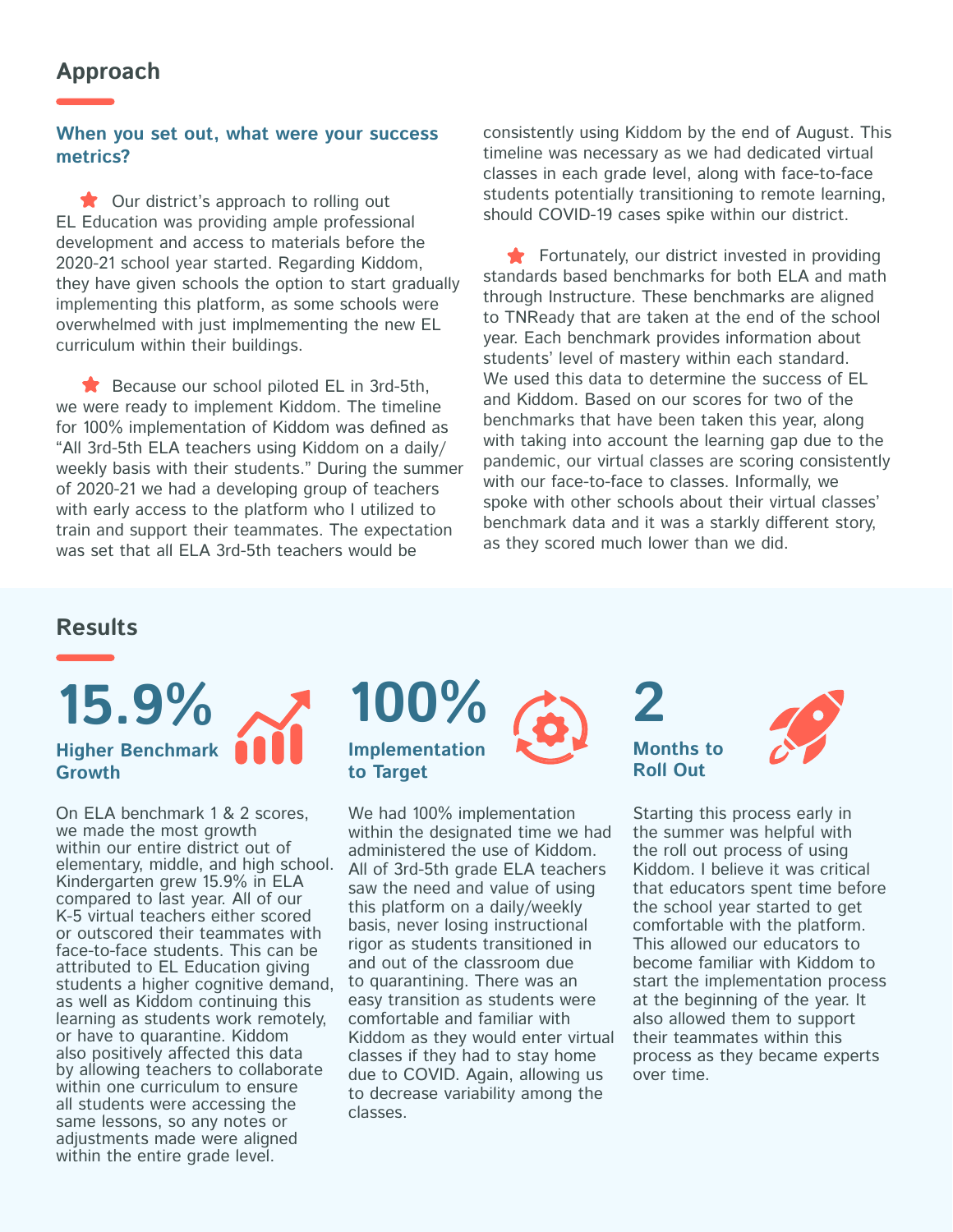## Approach

### When you set out, what were your success metrics?

Our district's approach to rolling out EL Education was providing ample professional development and access to materials before the 2020-21 school year started. Regarding Kiddom, they have given schools the option to start gradually implementing this platform, as some schools were overwhelmed with just implmementing the new EL curriculum within their buildings.

Because our school piloted EL in 3rd-5th, we were ready to implement Kiddom. The timeline for 100% implementation of Kiddom was defined as "All 3rd-5th ELA teachers using Kiddom on a daily/ weekly basis with their students." During the summer of 2020-21 we had a developing group of teachers with early access to the platform who I utilized to train and support their teammates. The expectation was set that all ELA 3rd-5th teachers would be consistently using Kiddom by the end of August. This timeline was necessary as we had dedicated virtual classes in each grade level, along with face-to-face students potentially transitioning to remote learning, should COVID-19 cases spike within our district.

Fortunately, our district invested in providing standards based benchmarks for both ELA and math through Instructure. These benchmarks are aligned to TNReady that are taken at the end of the school year. Each benchmark provides information about students' level of mastery within each standard. We used this data to determine the success of EL and Kiddom. Based on our scores for two of the benchmarks that have been taken this year, along with taking into account the learning gap due to the pandemic, our virtual classes are scoring consistently with our face-to-face to classes. Informally, we spoke with other schools about their virtual classes' benchmark data and it was a starkly different story, as they scored much lower than we did.

## Results

### 15.9%
**Higher Benchmark Growth**

On ELA benchmark 1 & 2 scores, we made the most growth within our entire district out of elementary, middle, and high school. Kindergarten grew 15.9% in ELA compared to last year. All of our K-5 virtual teachers either scored or outscored their teammates with face-to-face students. This can be attributed to EL Education giving students a higher cognitive demand, as well as Kiddom continuing this learning as students work remotely, or have to quarantine. Kiddom also positively affected this data by allowing teachers to collaborate within one curriculum to ensure all students were accessing the same lessons, so any notes or adjustments made were aligned within the entire grade level.

### 100%
**Implementation to Target**

We had 100% implementation within the designated time we had administered the use of Kiddom. All of 3rd-5th grade ELA teachers saw the need and value of using this platform on a daily/weekly basis, never losing instructional rigor as students transitioned in and out of the classroom due to quarantining. There was an easy transition as students were comfortable and familiar with Kiddom as they would enter virtual classes if they had to stay home due to COVID. Again, allowing us to decrease variability among the classes.

### 2
**Months to Roll Out**

Starting this process early in the summer was helpful with the roll out process of using Kiddom. I believe it was critical that educators spent time before the school year started to get comfortable with the platform. This allowed our educators to become familiar with Kiddom to start the implementation process at the beginning of the year. It also allowed them to support their teammates within this process as they became experts over time.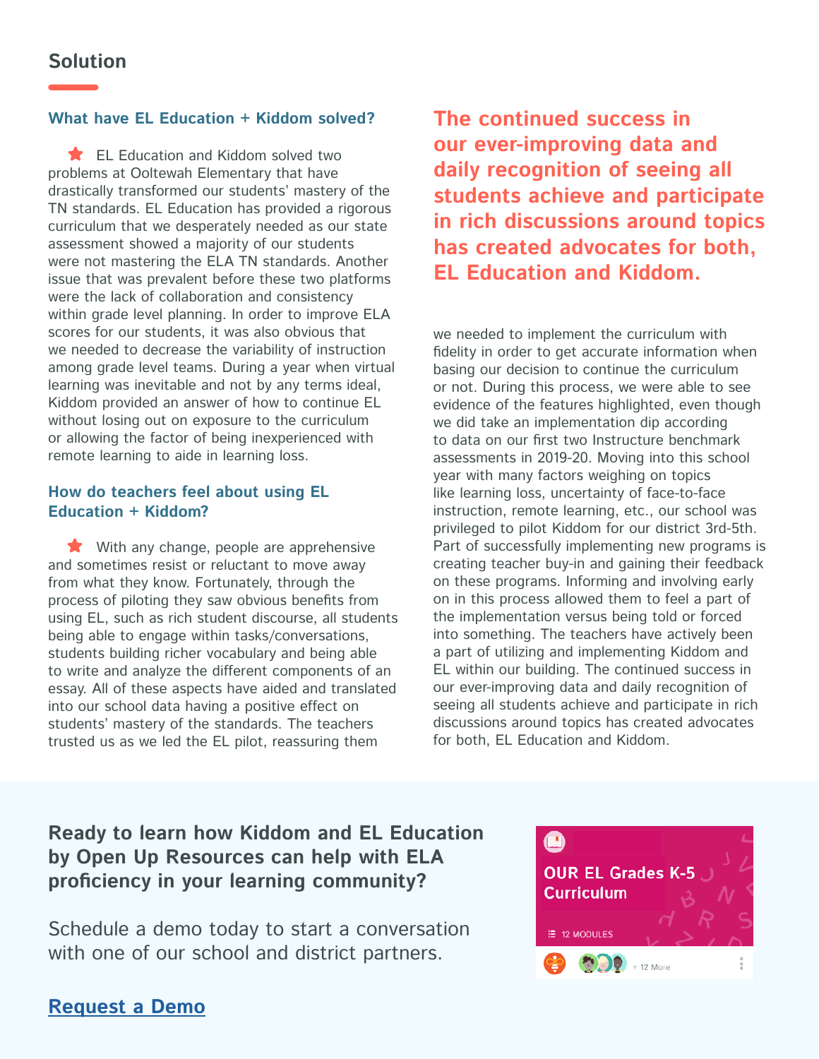## Solution

### What have EL Education + Kiddom solved?

★ EL Education and Kiddom solved two problems at Ooltewah Elementary that have drastically transformed our students' mastery of the TN standards. EL Education has provided a rigorous curriculum that we desperately needed as our state assessment showed a majority of our students were not mastering the ELA TN standards. Another issue that was prevalent before these two platforms were the lack of collaboration and consistency within grade level planning. In order to improve ELA scores for our students, it was also obvious that we needed to decrease the variability of instruction among grade level teams. During a year when virtual learning was inevitable and not by any terms ideal, Kiddom provided an answer of how to continue EL without losing out on exposure to the curriculum or allowing the factor of being inexperienced with remote learning to aide in learning loss.

### How do teachers feel about using EL Education + Kiddom?

★ With any change, people are apprehensive and sometimes resist or reluctant to move away from what they know. Fortunately, through the process of piloting they saw obvious benefits from using EL, such as rich student discourse, all students being able to engage within tasks/conversations, students building richer vocabulary and being able to write and analyze the different components of an essay. All of these aspects have aided and translated into our school data having a positive effect on students' mastery of the standards. The teachers trusted us as we led the EL pilot, reassuring them we needed to implement the curriculum with fidelity in order to get accurate information when basing our decision to continue the curriculum or not. During this process, we were able to see evidence of the features highlighted, even though we did take an implementation dip according to data on our first two Instructure benchmark assessments in 2019-20. Moving into this school year with many factors weighing on topics like learning loss, uncertainty of face-to-face instruction, remote learning, etc., our school was privileged to pilot Kiddom for our district 3rd-5th. Part of successfully implementing new programs is creating teacher buy-in and gaining their feedback on these programs. Informing and involving early on in this process allowed them to feel a part of the implementation versus being told or forced into something. The teachers have actively been a part of utilizing and implementing Kiddom and EL within our building. The continued success in our ever-improving data and daily recognition of seeing all students achieve and participate in rich discussions around topics has created advocates for both, EL Education and Kiddom.

**The continued success in our ever-improving data and daily recognition of seeing all students achieve and participate in rich discussions around topics has created advocates for both, EL Education and Kiddom.**

**Ready to learn how Kiddom and EL Education by Open Up Resources can help with ELA proficiency in your learning community?**

Schedule a demo today to start a conversation with one of our school and district partners.

OUR EL Grades K-5 Curriculum

12 MODULES

+ 12 More

**Request a Demo**